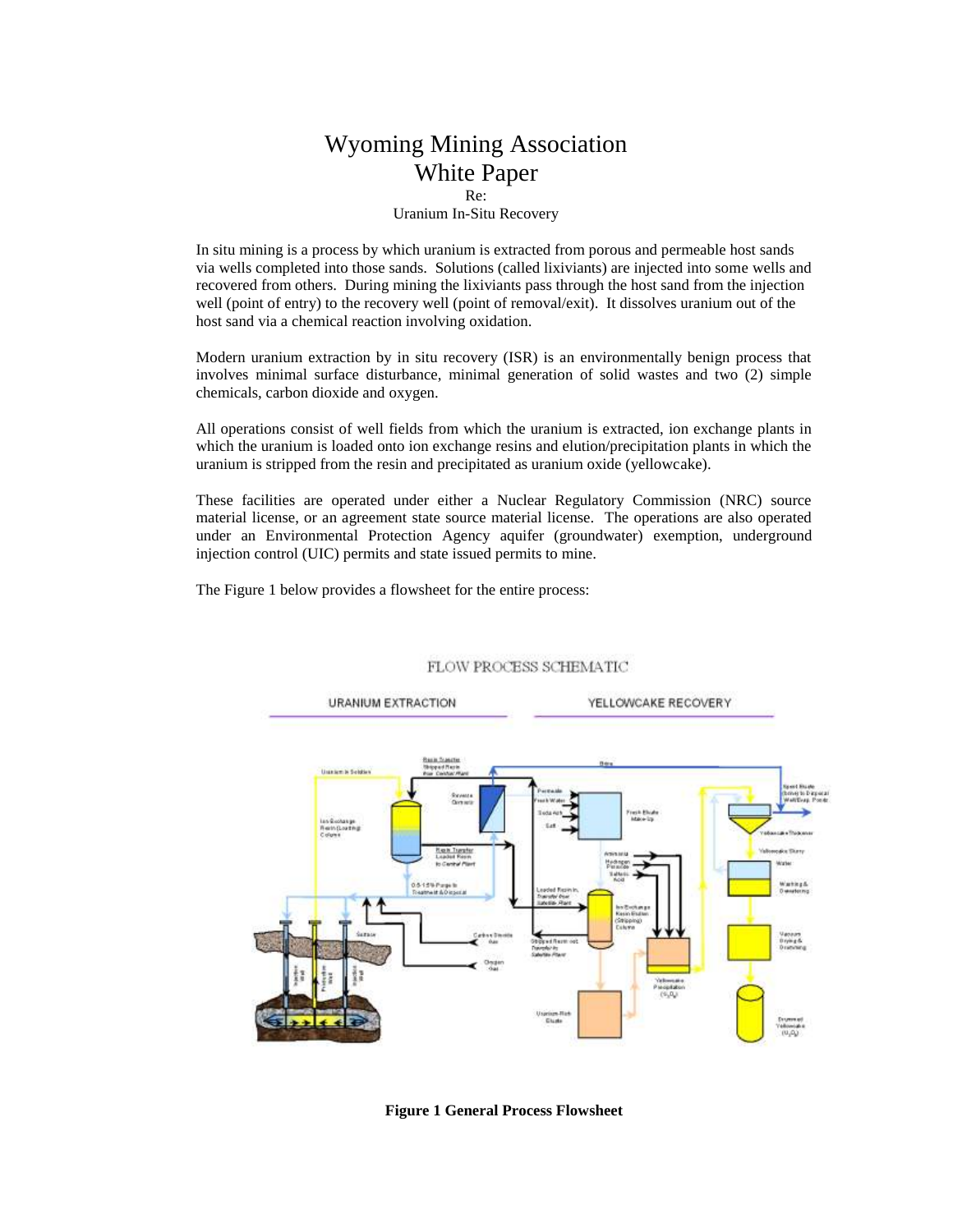# Wyoming Mining Association
# White Paper

Re:
Uranium In-Situ Recovery

In situ mining is a process by which uranium is extracted from porous and permeable host sands via wells completed into those sands. Solutions (called lixiviants) are injected into some wells and recovered from others. During mining the lixiviants pass through the host sand from the injection well (point of entry) to the recovery well (point of removal/exit). It dissolves uranium out of the host sand via a chemical reaction involving oxidation.

Modern uranium extraction by in situ recovery (ISR) is an environmentally benign process that involves minimal surface disturbance, minimal generation of solid wastes and two (2) simple chemicals, carbon dioxide and oxygen.

All operations consist of well fields from which the uranium is extracted, ion exchange plants in which the uranium is loaded onto ion exchange resins and elution/precipitation plants in which the uranium is stripped from the resin and precipitated as uranium oxide (yellowcake).

These facilities are operated under either a Nuclear Regulatory Commission (NRC) source material license, or an agreement state source material license. The operations are also operated under an Environmental Protection Agency aquifer (groundwater) exemption, underground injection control (UIC) permits and state issued permits to mine.

The Figure 1 below provides a flowsheet for the entire process:

FLOW PROCESS SCHEMATIC

URANIUM EXTRACTION | YELLOWCAKE RECOVERY

**Figure 1 General Process Flowsheet**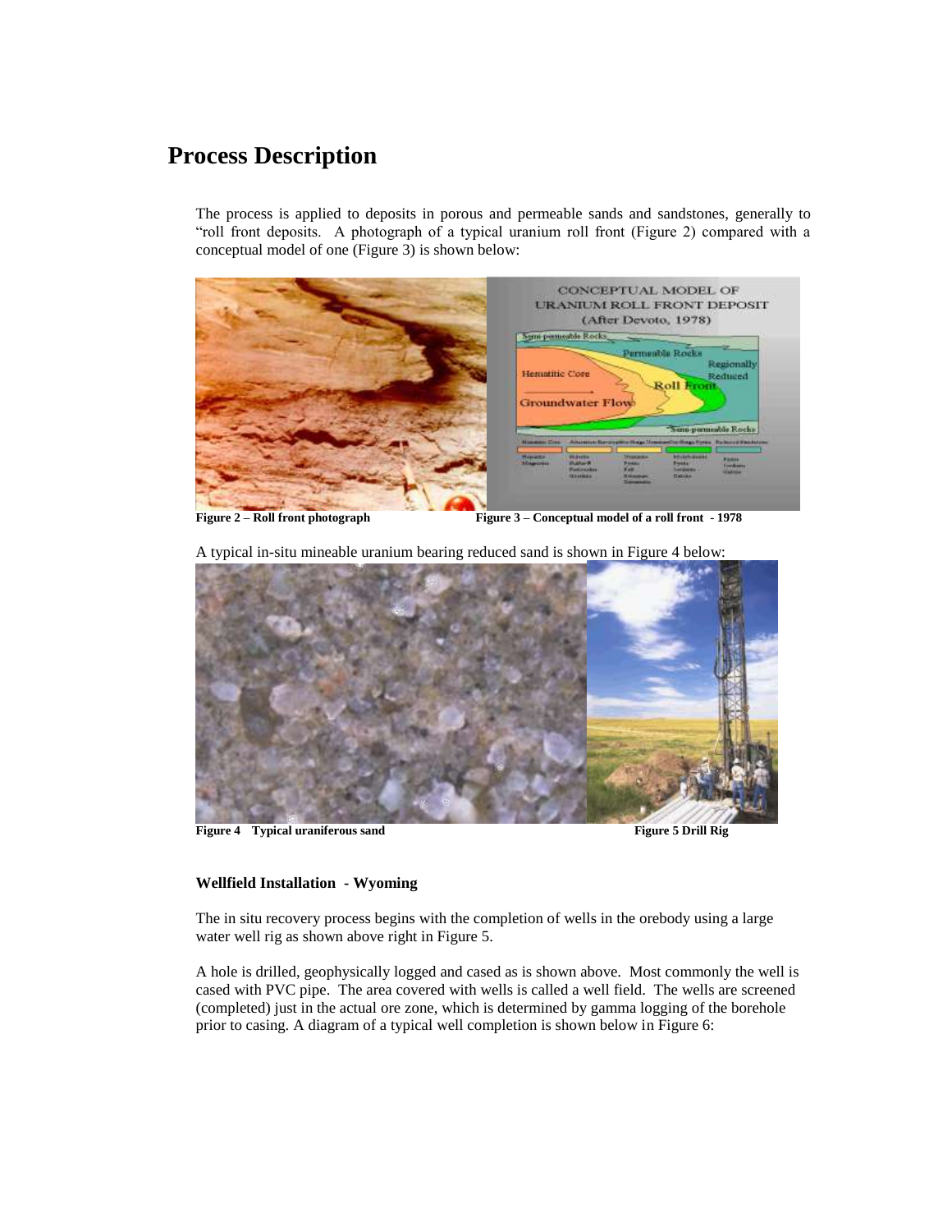## Process Description

The process is applied to deposits in porous and permeable sands and sandstones, generally to "roll front deposits. A photograph of a typical uranium roll front (Figure 2) compared with a conceptual model of one (Figure 3) is shown below:

**Figure 2 – Roll front photograph** **Figure 3 – Conceptual model of a roll front - 1978**

A typical in-situ mineable uranium bearing reduced sand is shown in Figure 4 below:

**Figure 4 Typical uraniferous sand** **Figure 5 Drill Rig**

**Wellfield Installation - Wyoming**

The in situ recovery process begins with the completion of wells in the orebody using a large water well rig as shown above right in Figure 5.

A hole is drilled, geophysically logged and cased as is shown above. Most commonly the well is cased with PVC pipe. The area covered with wells is called a well field. The wells are screened (completed) just in the actual ore zone, which is determined by gamma logging of the borehole prior to casing. A diagram of a typical well completion is shown below in Figure 6: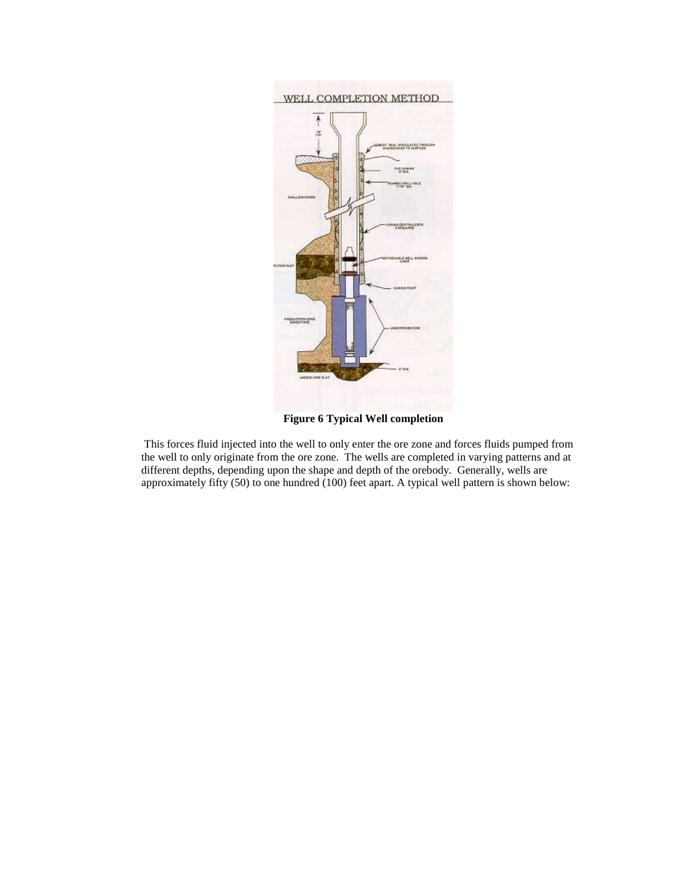**Figure 6 Typical Well completion**

This forces fluid injected into the well to only enter the ore zone and forces fluids pumped from the well to only originate from the ore zone. The wells are completed in varying patterns and at different depths, depending upon the shape and depth of the orebody. Generally, wells are approximately fifty (50) to one hundred (100) feet apart. A typical well pattern is shown below: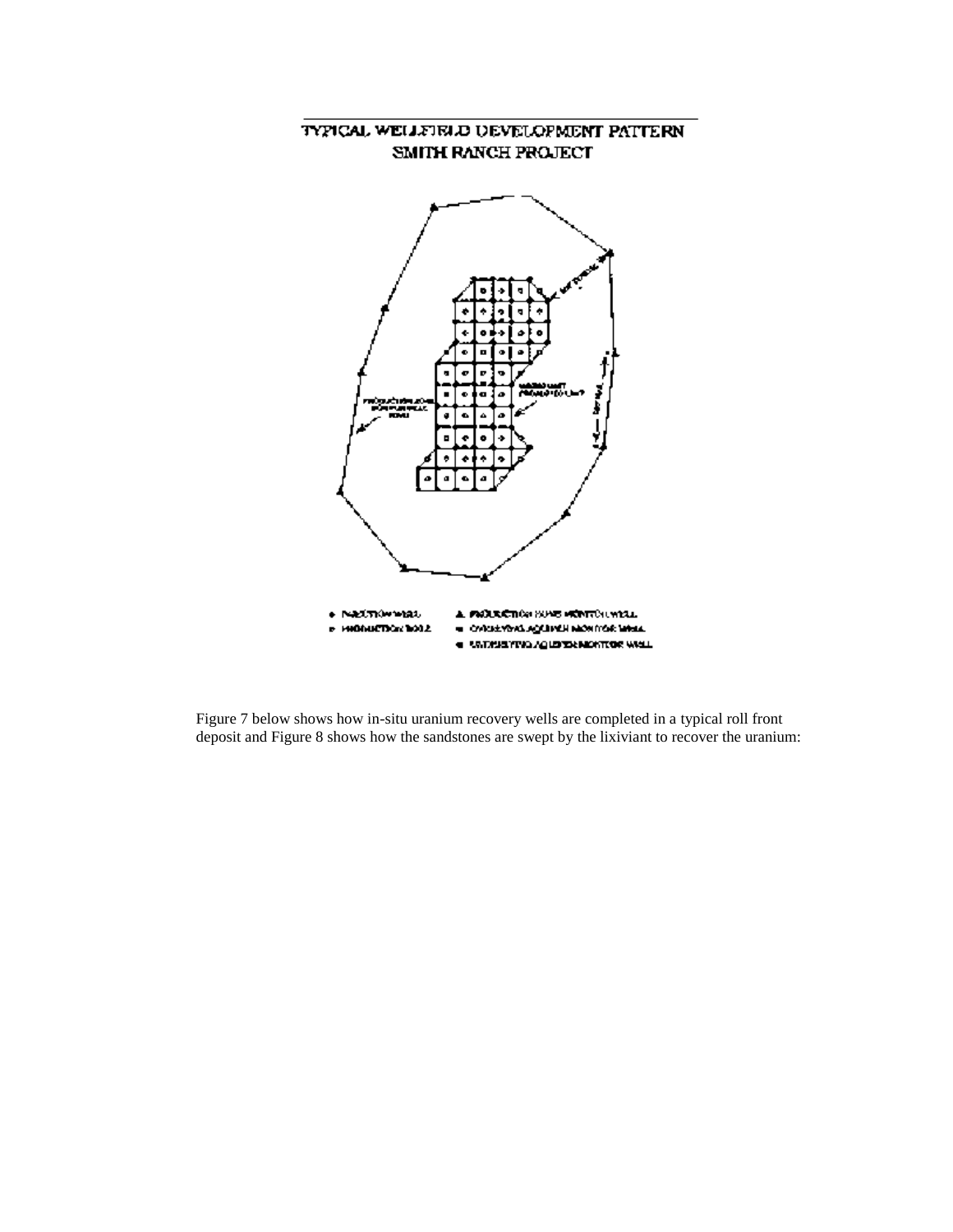TYPICAL WELLFIELD DEVELOPMENT PATTERN
SMITH RANCH PROJECT

Figure 7 below shows how in-situ uranium recovery wells are completed in a typical roll front deposit and Figure 8 shows how the sandstones are swept by the lixiviant to recover the uranium: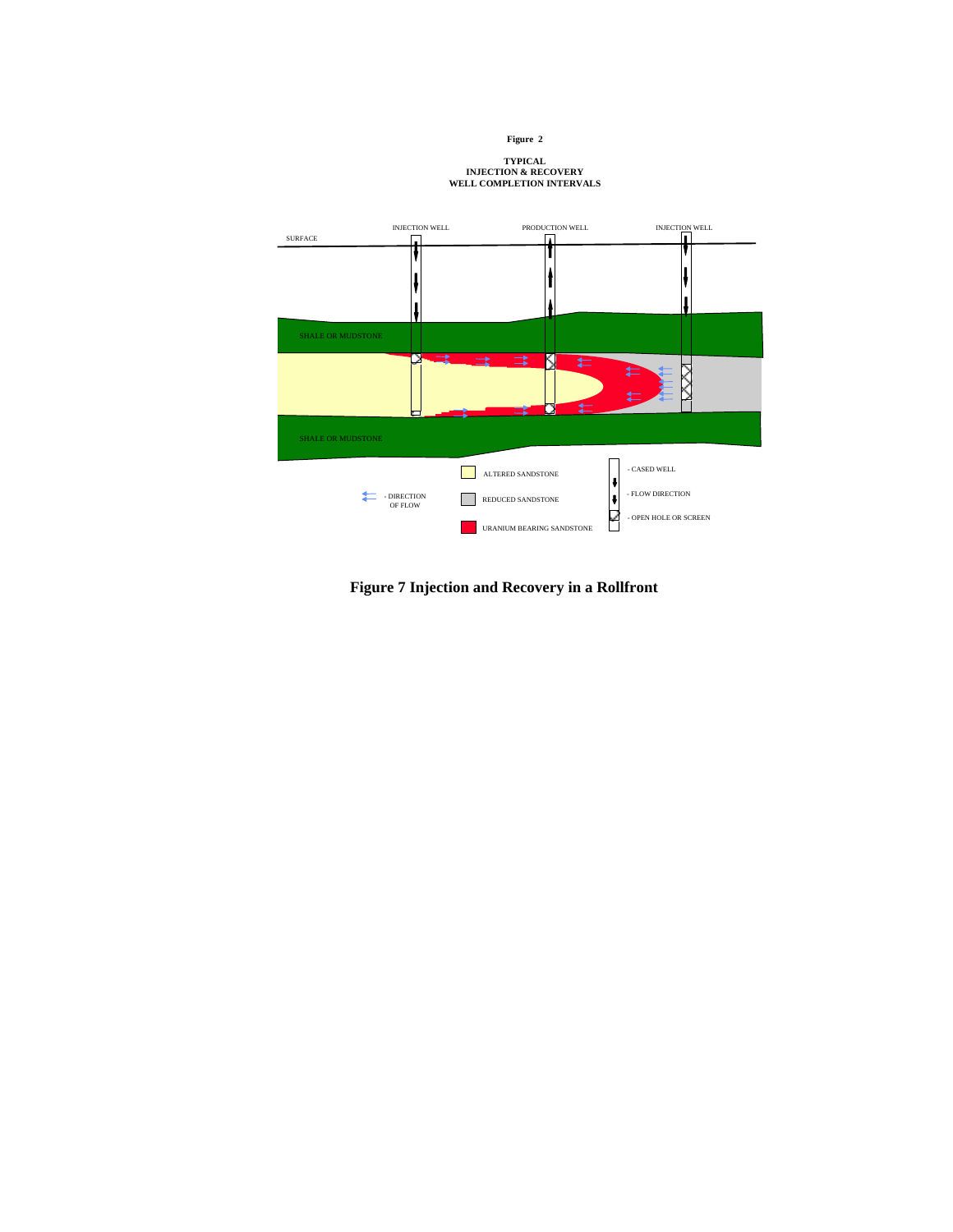**Figure 2**

**TYPICAL
INJECTION & RECOVERY
WELL COMPLETION INTERVALS**

INJECTION WELL PRODUCTION WELL INJECTION WELL

SURFACE

SHALE OR MUDSTONE

SHALE OR MUDSTONE

ALTERED SANDSTONE

REDUCED SANDSTONE

URANIUM BEARING SANDSTONE

- DIRECTION OF FLOW

- CASED WELL

- FLOW DIRECTION

- OPEN HOLE OR SCREEN

**Figure 7 Injection and Recovery in a Rollfront**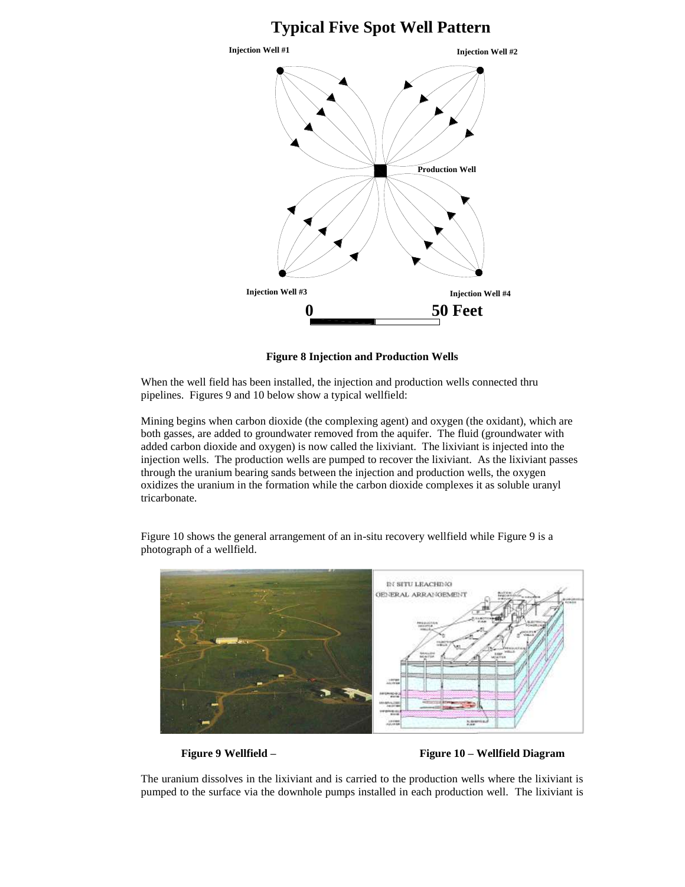## Typical Five Spot Well Pattern

Injection Well #1

Injection Well #2

Production Well

Injection Well #3

Injection Well #4

0 50 Feet

**Figure 8 Injection and Production Wells**

When the well field has been installed, the injection and production wells connected thru pipelines. Figures 9 and 10 below show a typical wellfield:

Mining begins when carbon dioxide (the complexing agent) and oxygen (the oxidant), which are both gasses, are added to groundwater removed from the aquifer. The fluid (groundwater with added carbon dioxide and oxygen) is now called the lixiviant. The lixiviant is injected into the injection wells. The production wells are pumped to recover the lixiviant. As the lixiviant passes through the uranium bearing sands between the injection and production wells, the oxygen oxidizes the uranium in the formation while the carbon dioxide complexes it as soluble uranyl tricarbonate.

Figure 10 shows the general arrangement of an in-situ recovery wellfield while Figure 9 is a photograph of a wellfield.

**Figure 9 Wellfield –** **Figure 10 – Wellfield Diagram**

The uranium dissolves in the lixiviant and is carried to the production wells where the lixiviant is pumped to the surface via the downhole pumps installed in each production well. The lixiviant is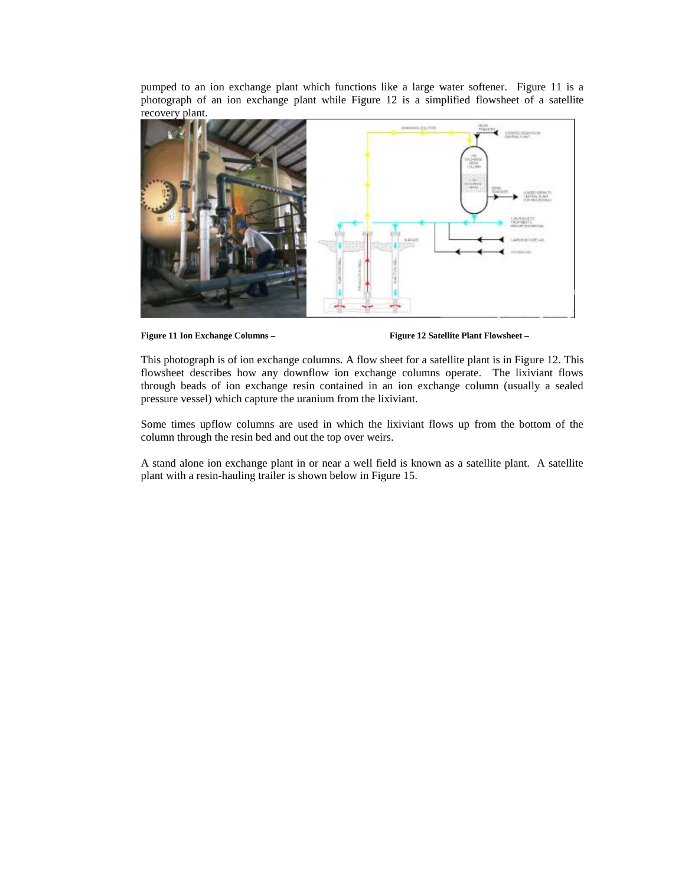pumped to an ion exchange plant which functions like a large water softener. Figure 11 is a photograph of an ion exchange plant while Figure 12 is a simplified flowsheet of a satellite recovery plant.

**Figure 11 Ion Exchange Columns –** **Figure 12 Satellite Plant Flowsheet –**

This photograph is of ion exchange columns. A flow sheet for a satellite plant is in Figure 12. This flowsheet describes how any downflow ion exchange columns operate. The lixiviant flows through beads of ion exchange resin contained in an ion exchange column (usually a sealed pressure vessel) which capture the uranium from the lixiviant.

Some times upflow columns are used in which the lixiviant flows up from the bottom of the column through the resin bed and out the top over weirs.

A stand alone ion exchange plant in or near a well field is known as a satellite plant. A satellite plant with a resin-hauling trailer is shown below in Figure 15.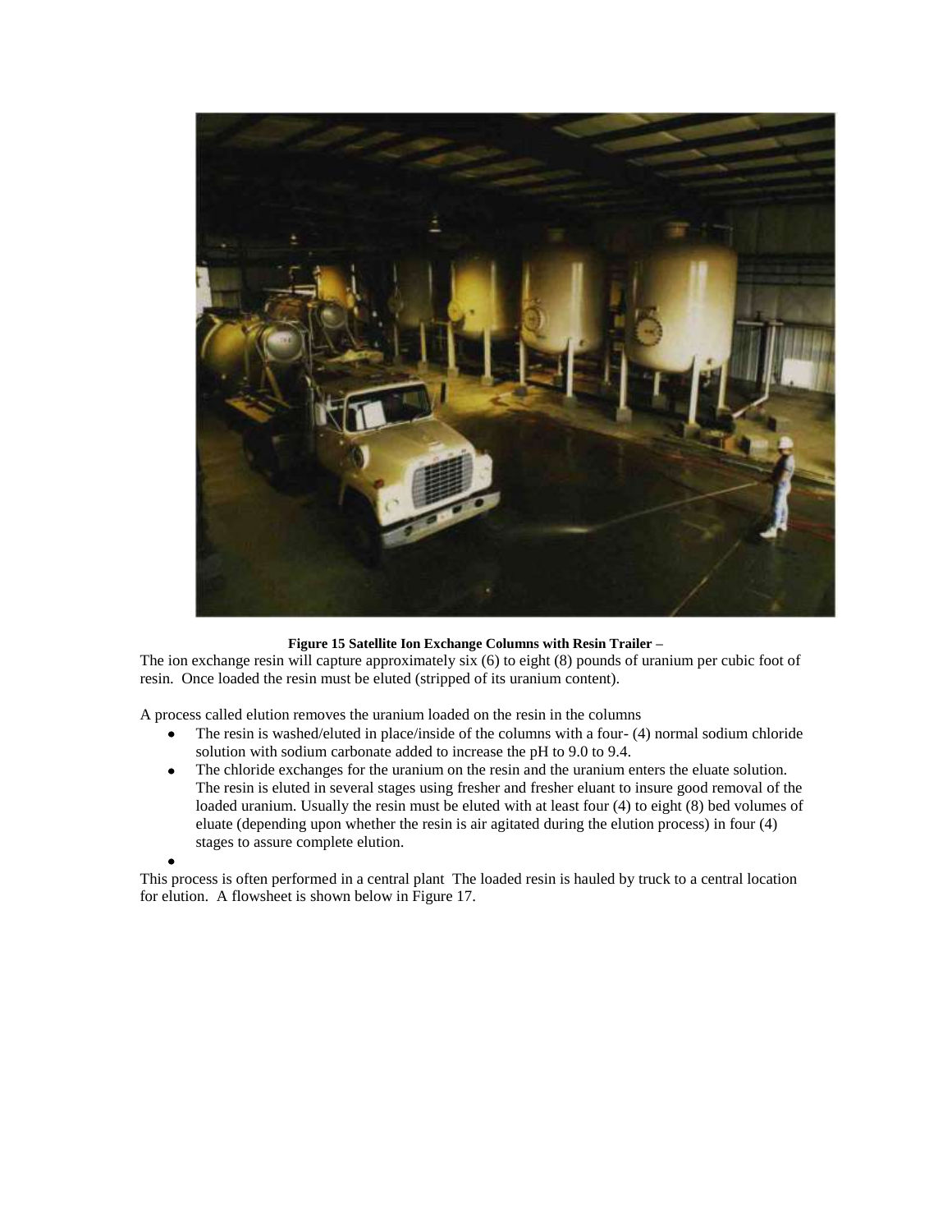**Figure 15 Satellite Ion Exchange Columns with Resin Trailer –**

The ion exchange resin will capture approximately six (6) to eight (8) pounds of uranium per cubic foot of resin. Once loaded the resin must be eluted (stripped of its uranium content).

A process called elution removes the uranium loaded on the resin in the columns

- The resin is washed/eluted in place/inside of the columns with a four- (4) normal sodium chloride solution with sodium carbonate added to increase the pH to 9.0 to 9.4.
- The chloride exchanges for the uranium on the resin and the uranium enters the eluate solution. The resin is eluted in several stages using fresher and fresher eluant to insure good removal of the loaded uranium. Usually the resin must be eluted with at least four (4) to eight (8) bed volumes of eluate (depending upon whether the resin is air agitated during the elution process) in four (4) stages to assure complete elution.
- 

This process is often performed in a central plant The loaded resin is hauled by truck to a central location for elution. A flowsheet is shown below in Figure 17.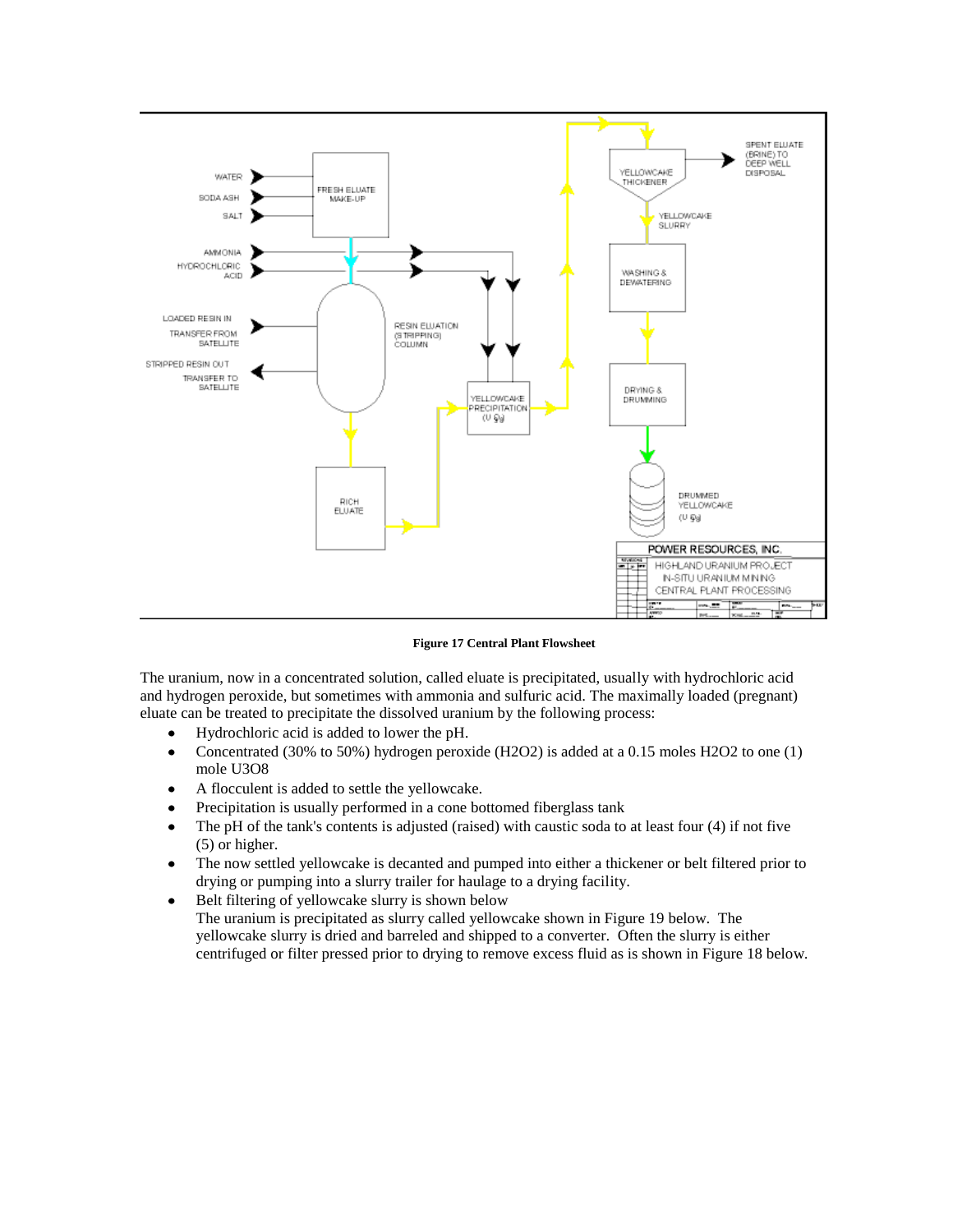Figure 17 Central Plant Flowsheet

The uranium, now in a concentrated solution, called eluate is precipitated, usually with hydrochloric acid and hydrogen peroxide, but sometimes with ammonia and sulfuric acid. The maximally loaded (pregnant) eluate can be treated to precipitate the dissolved uranium by the following process:

- Hydrochloric acid is added to lower the pH.
- Concentrated (30% to 50%) hydrogen peroxide ($H_2O_2$) is added at a 0.15 moles $H_2O_2$ to one (1) mole $U_3O_8$
- A flocculent is added to settle the yellowcake.
- Precipitation is usually performed in a cone bottomed fiberglass tank
- The pH of the tank's contents is adjusted (raised) with caustic soda to at least four (4) if not five (5) or higher.
- The now settled yellowcake is decanted and pumped into either a thickener or belt filtered prior to drying or pumping into a slurry trailer for haulage to a drying facility.
- Belt filtering of yellowcake slurry is shown below
  The uranium is precipitated as slurry called yellowcake shown in Figure 19 below. The yellowcake slurry is dried and barreled and shipped to a converter. Often the slurry is either centrifuged or filter pressed prior to drying to remove excess fluid as is shown in Figure 18 below.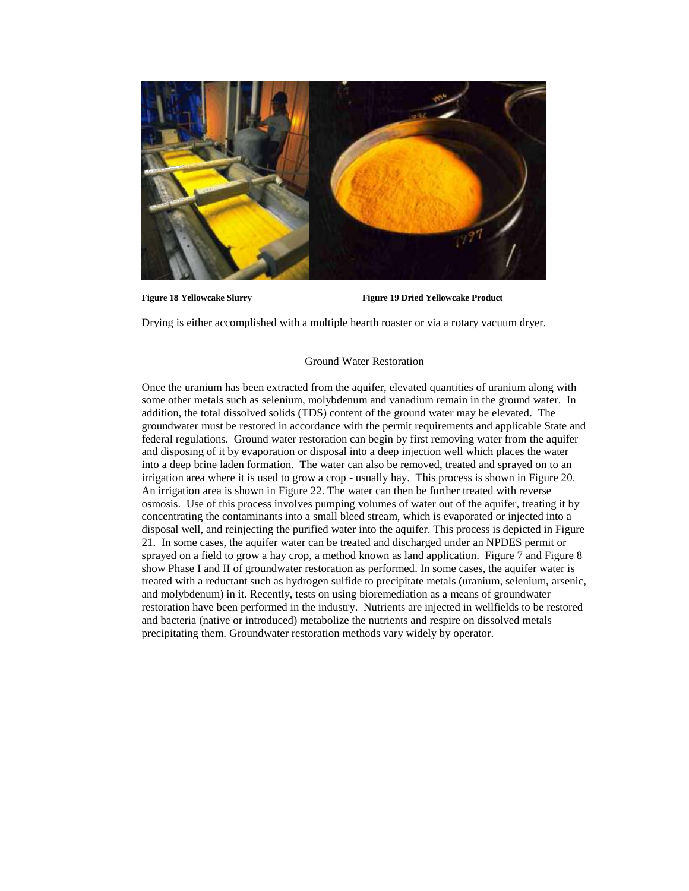**Figure 18 Yellowcake Slurry**

**Figure 19 Dried Yellowcake Product**

Drying is either accomplished with a multiple hearth roaster or via a rotary vacuum dryer.

## Ground Water Restoration

Once the uranium has been extracted from the aquifer, elevated quantities of uranium along with some other metals such as selenium, molybdenum and vanadium remain in the ground water. In addition, the total dissolved solids (TDS) content of the ground water may be elevated. The groundwater must be restored in accordance with the permit requirements and applicable State and federal regulations. Ground water restoration can begin by first removing water from the aquifer and disposing of it by evaporation or disposal into a deep injection well which places the water into a deep brine laden formation. The water can also be removed, treated and sprayed on to an irrigation area where it is used to grow a crop - usually hay. This process is shown in Figure 20. An irrigation area is shown in Figure 22. The water can then be further treated with reverse osmosis. Use of this process involves pumping volumes of water out of the aquifer, treating it by concentrating the contaminants into a small bleed stream, which is evaporated or injected into a disposal well, and reinjecting the purified water into the aquifer. This process is depicted in Figure 21. In some cases, the aquifer water can be treated and discharged under an NPDES permit or sprayed on a field to grow a hay crop, a method known as land application. Figure 7 and Figure 8 show Phase I and II of groundwater restoration as performed. In some cases, the aquifer water is treated with a reductant such as hydrogen sulfide to precipitate metals (uranium, selenium, arsenic, and molybdenum) in it. Recently, tests on using bioremediation as a means of groundwater restoration have been performed in the industry. Nutrients are injected in wellfields to be restored and bacteria (native or introduced) metabolize the nutrients and respire on dissolved metals precipitating them. Groundwater restoration methods vary widely by operator.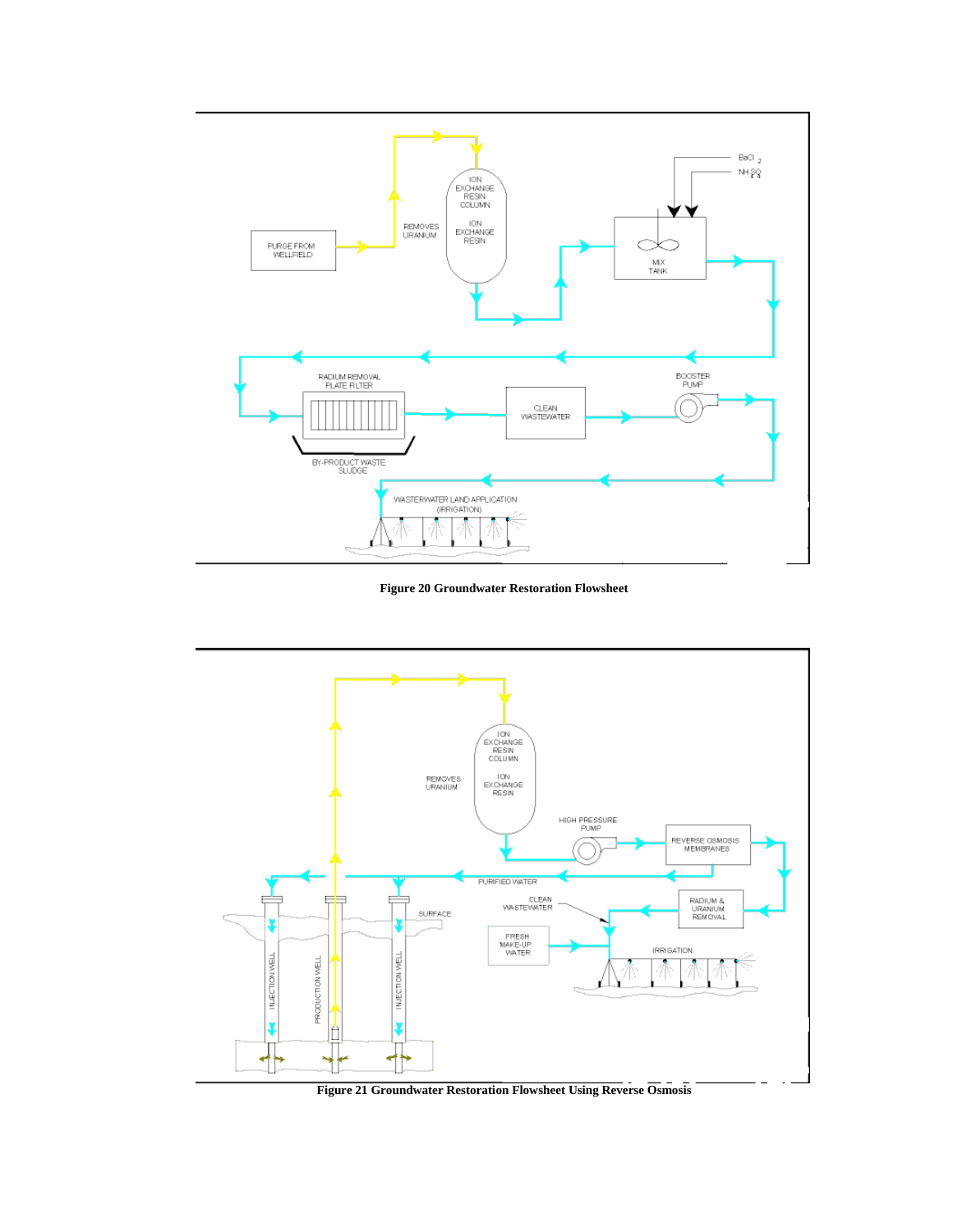Figure 20 Groundwater Restoration Flowsheet

Figure 21 Groundwater Restoration Flowsheet Using Reverse Osmosis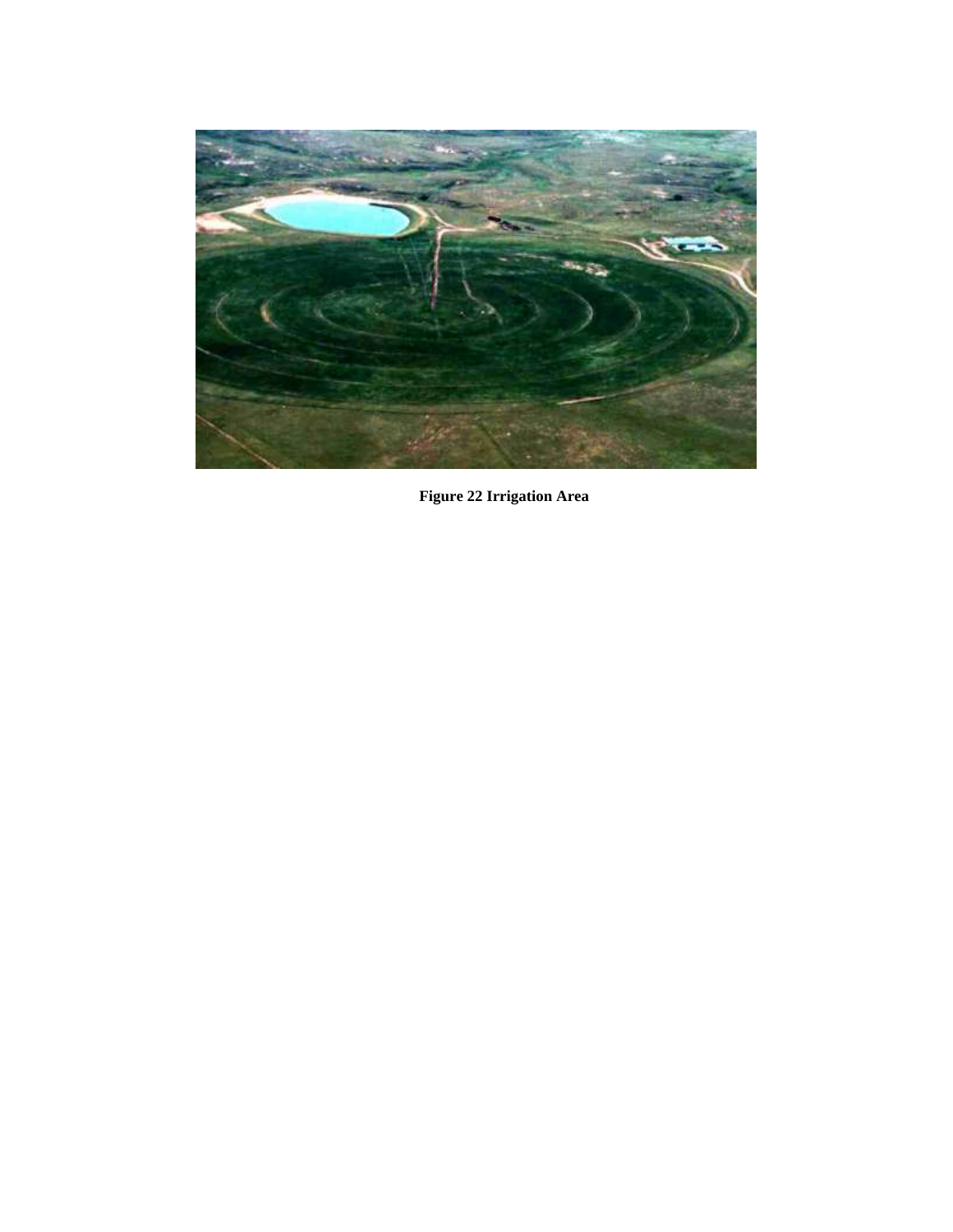**Figure 22 Irrigation Area**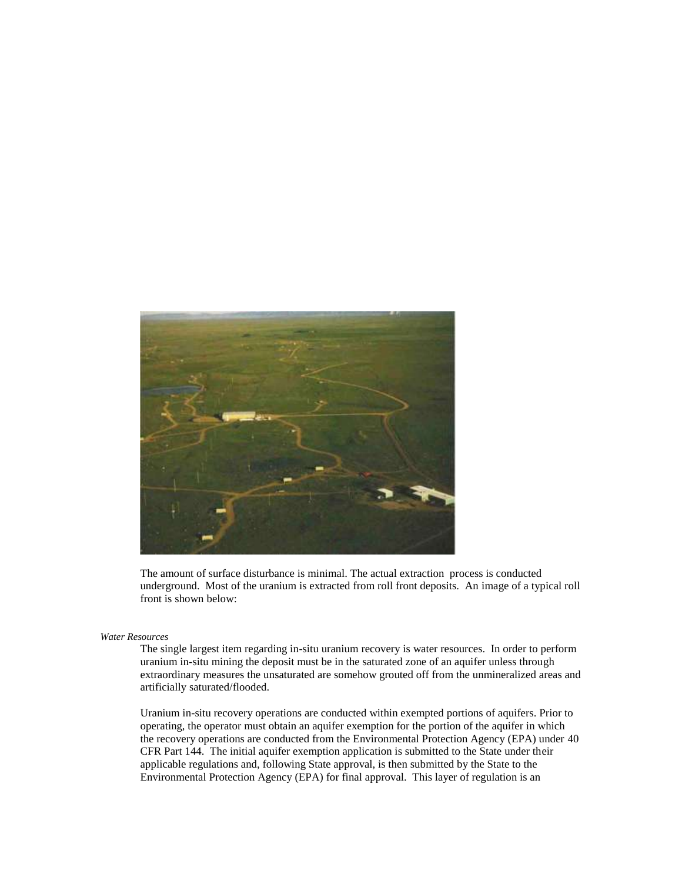The amount of surface disturbance is minimal. The actual extraction process is conducted underground. Most of the uranium is extracted from roll front deposits. An image of a typical roll front is shown below:

*Water Resources*

The single largest item regarding in-situ uranium recovery is water resources. In order to perform uranium in-situ mining the deposit must be in the saturated zone of an aquifer unless through extraordinary measures the unsaturated are somehow grouted off from the unmineralized areas and artificially saturated/flooded.

Uranium in-situ recovery operations are conducted within exempted portions of aquifers. Prior to operating, the operator must obtain an aquifer exemption for the portion of the aquifer in which the recovery operations are conducted from the Environmental Protection Agency (EPA) under 40 CFR Part 144. The initial aquifer exemption application is submitted to the State under their applicable regulations and, following State approval, is then submitted by the State to the Environmental Protection Agency (EPA) for final approval. This layer of regulation is an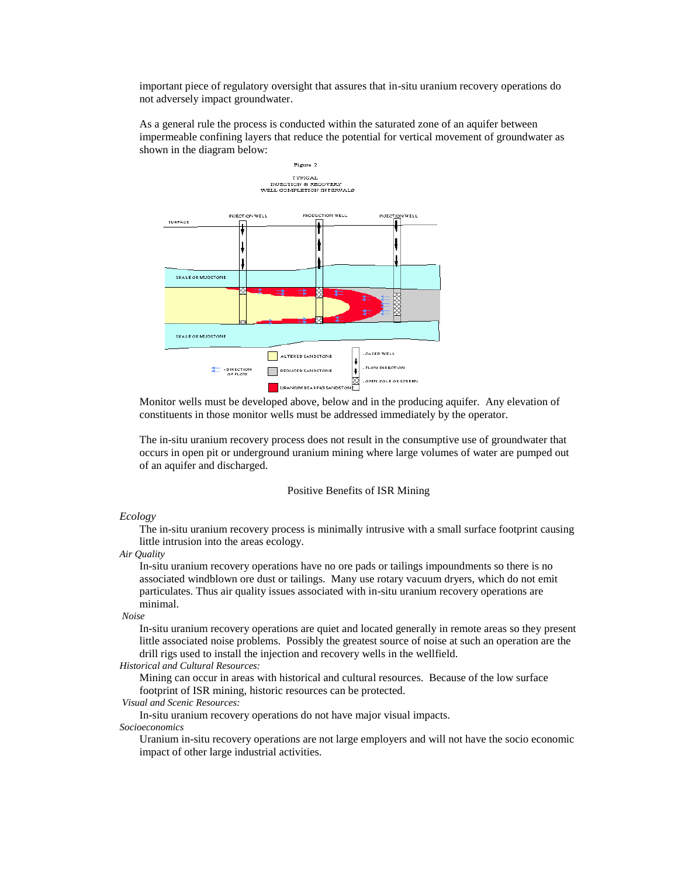important piece of regulatory oversight that assures that in-situ uranium recovery operations do not adversely impact groundwater.

As a general rule the process is conducted within the saturated zone of an aquifer between impermeable confining layers that reduce the potential for vertical movement of groundwater as shown in the diagram below:

Figure 2

TYPICAL
INJECTION & RECOVERY
WELL COMPLETION INTERVALS

INJECTION WELL
PRODUCTION WELL
INJECTION WELL
SURFACE
SHALE OR MUDSTONE
SHALE OR MUDSTONE
ALTERED SANDSTONE
REDUCED SANDSTONE
URANIUM BEARING SANDSTONE
DIRECTION OF FLOW
CASED WELL
FLOW DIRECTION
OPEN HOLE OR SCREEN

Monitor wells must be developed above, below and in the producing aquifer. Any elevation of constituents in those monitor wells must be addressed immediately by the operator.

The in-situ uranium recovery process does not result in the consumptive use of groundwater that occurs in open pit or underground uranium mining where large volumes of water are pumped out of an aquifer and discharged.

## Positive Benefits of ISR Mining

*Ecology*

The in-situ uranium recovery process is minimally intrusive with a small surface footprint causing little intrusion into the areas ecology.

*Air Quality*

In-situ uranium recovery operations have no ore pads or tailings impoundments so there is no associated windblown ore dust or tailings. Many use rotary vacuum dryers, which do not emit particulates. Thus air quality issues associated with in-situ uranium recovery operations are minimal.

*Noise*

In-situ uranium recovery operations are quiet and located generally in remote areas so they present little associated noise problems. Possibly the greatest source of noise at such an operation are the drill rigs used to install the injection and recovery wells in the wellfield.

*Historical and Cultural Resources:*

Mining can occur in areas with historical and cultural resources. Because of the low surface footprint of ISR mining, historic resources can be protected.

*Visual and Scenic Resources:*

In-situ uranium recovery operations do not have major visual impacts.

*Socioeconomics*

Uranium in-situ recovery operations are not large employers and will not have the socio economic impact of other large industrial activities.